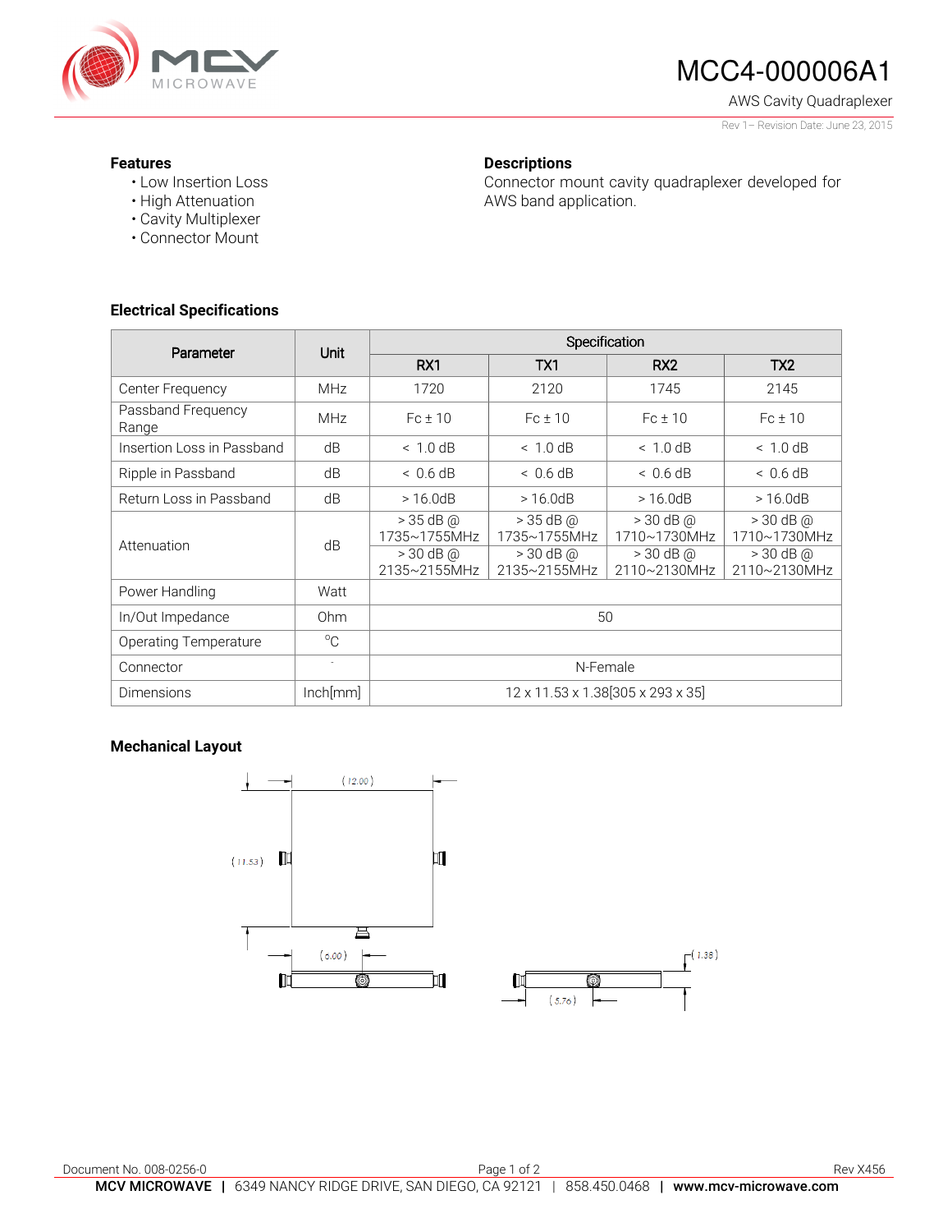# MCC4-000006A1

AWS Cavity Quadraplexer

Rev 1– Revision Date: June 23, 2015

### Features

- Low Insertion Loss
- High Attenuation
- Cavity Multiplexer
- Connector Mount

### Descriptions

Connector mount cavity quadraplexer developed for AWS band application.

### Electrical Specifications

| Parameter | Unit | Specification | | | |
|---|---|---|---|---|---|
| | | RX1 | TX1 | RX2 | TX2 |
| Center Frequency | MHz | 1720 | 2120 | 1745 | 2145 |
| Passband Frequency Range | MHz | Fc ± 10 | Fc ± 10 | Fc ± 10 | Fc ± 10 |
| Insertion Loss in Passband | dB | < 1.0 dB | < 1.0 dB | < 1.0 dB | < 1.0 dB |
| Ripple in Passband | dB | < 0.6 dB | < 0.6 dB | < 0.6 dB | < 0.6 dB |
| Return Loss in Passband | dB | > 16.0dB | > 16.0dB | > 16.0dB | > 16.0dB |
| Attenuation | dB | > 35 dB @ 1735~1755MHz<br>> 30 dB @ 2135~2155MHz | > 35 dB @ 1735~1755MHz<br>> 30 dB @ 2135~2155MHz | > 30 dB @ 1710~1730MHz<br>> 30 dB @ 2110~2130MHz | > 30 dB @ 1710~1730MHz<br>> 30 dB @ 2110~2130MHz |
| Power Handling | Watt | | | | |
| In/Out Impedance | Ohm | 50 | | | |
| Operating Temperature | °C | | | | |
| Connector | - | N-Female | | | |
| Dimensions | Inch[mm] | 12 x 11.53 x 1.38[305 x 293 x 35] | | | |

### Mechanical Layout

(12.00)

(11.53)

(6.00)

(1.38)

(5.76)

Document No. 008-0256-0

Rev X456

**MCV MICROWAVE** | 6349 NANCY RIDGE DRIVE, SAN DIEGO, CA 92121 | 858.450.0468 | **www.mcv-microwave.com**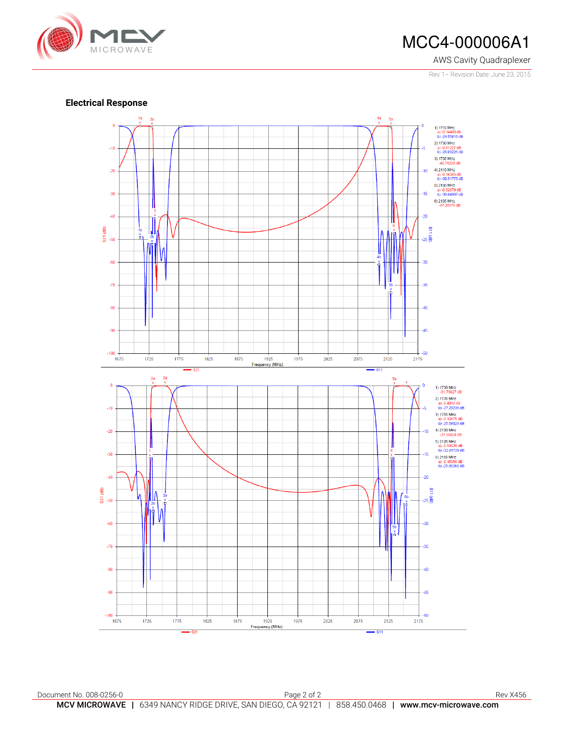MCC4-000006A1

AWS Cavity Quadraplexer

Rev 1– Revision Date: June 23, 2015

## Electrical Response

1) 1710 MHz
a) -0.14409 dB
b) -24.55816 dB

2) 1730 MHz
a) -0.61227 dB
b) -26.09225 dB

3) 1735 MHz
-40.78228 dB

4) 2110 MHz
a) -0.14383 dB
b) -30.51775 dB

5) 2130 MHz
a) -0.52879 dB
b) -36.64987 dB

6) 2135 MHz
-47.29175 dB

S21 (dB)
S11 (dB)
Frequency (MHz)
S21
S11

1) 1730 MHz
-31.78827 dB

2) 1735 MHz
a) -0.4092 dB
b) -27.29236 dB

3) 1755 MHz
a) -0.13675 dB
b) -25.58029 dB

4) 2130 MHz
-31.56824 dB

5) 2135 MHz
a) -0.50028 dB
b) -32.41729 dB

6) 2155 MHz
a) -0.15859 dB
b) -25.85266 dB

S31 (dB)
S11 (dB)
Frequency (MHz)
S31
S11

Document No. 008-0256-0 | Rev X456

**MCV MICROWAVE** | 6349 NANCY RIDGE DRIVE, SAN DIEGO, CA 92121 | 858.450.0468 | **www.mcv-microwave.com**